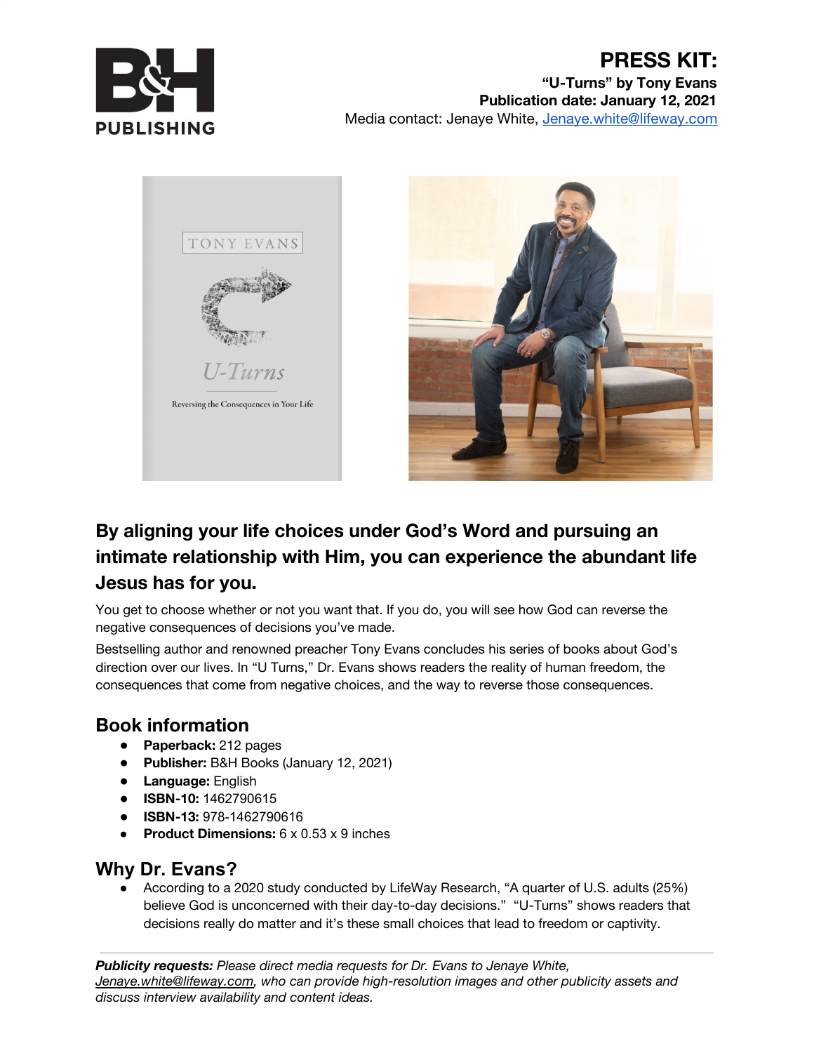# PRESS KIT:

**"U-Turns" by Tony Evans**
**Publication date: January 12, 2021**
Media contact: Jenaye White, [Jenaye.white@lifeway.com](mailto:Jenaye.white@lifeway.com)

## By aligning your life choices under God's Word and pursuing an intimate relationship with Him, you can experience the abundant life Jesus has for you.

You get to choose whether or not you want that. If you do, you will see how God can reverse the negative consequences of decisions you've made.

Bestselling author and renowned preacher Tony Evans concludes his series of books about God's direction over our lives. In "U Turns," Dr. Evans shows readers the reality of human freedom, the consequences that come from negative choices, and the way to reverse those consequences.

## Book information

- **Paperback:** 212 pages
- **Publisher:** B&H Books (January 12, 2021)
- **Language:** English
- **ISBN-10:** 1462790615
- **ISBN-13:** 978-1462790616
- **Product Dimensions:** 6 x 0.53 x 9 inches

## Why Dr. Evans?

- According to a 2020 study conducted by LifeWay Research, "A quarter of U.S. adults (25%) believe God is unconcerned with their day-to-day decisions." "U-Turns" shows readers that decisions really do matter and it's these small choices that lead to freedom or captivity.

---

***Publicity requests:*** *Please direct media requests for Dr. Evans to Jenaye White, [Jenaye.white@lifeway.com](mailto:Jenaye.white@lifeway.com), who can provide high-resolution images and other publicity assets and discuss interview availability and content ideas.*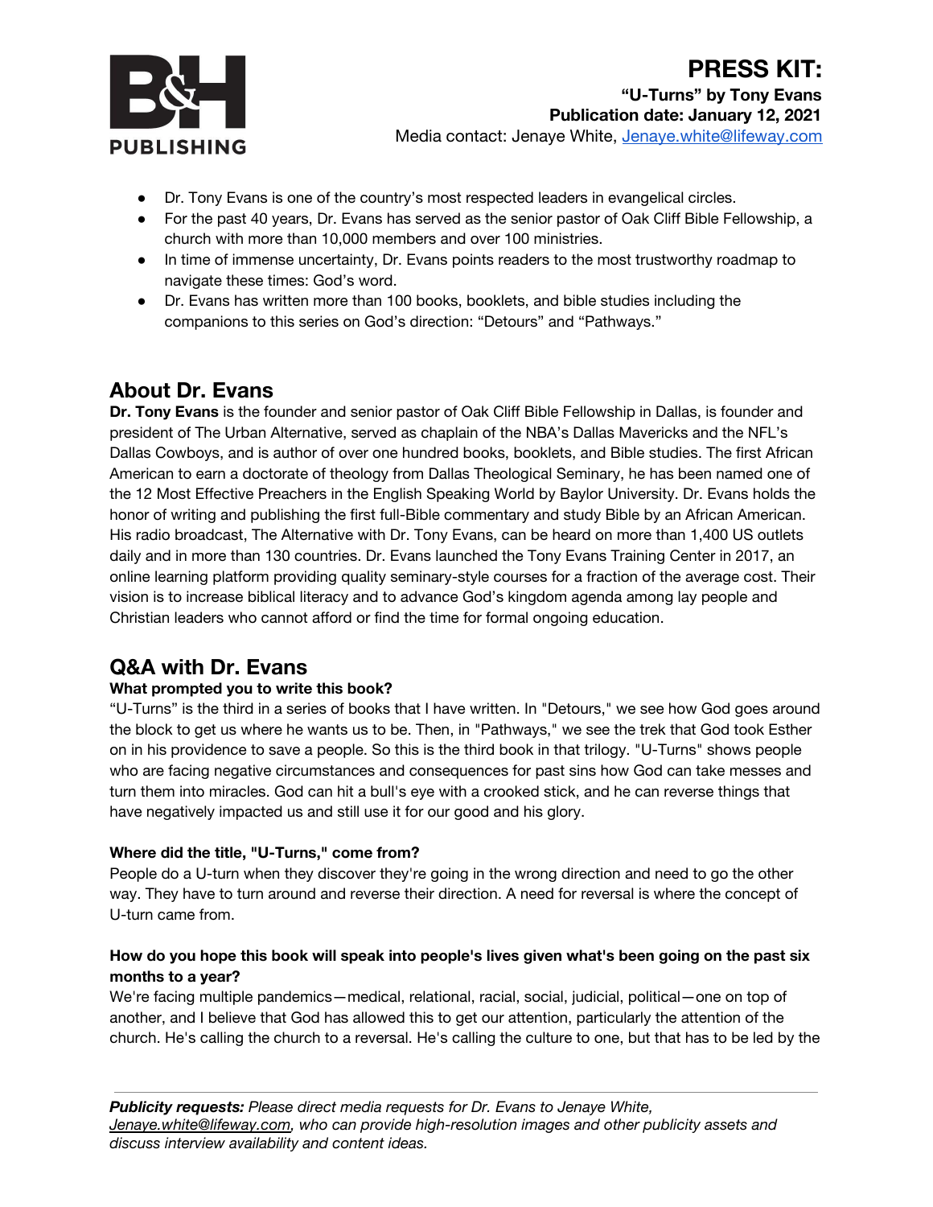# PRESS KIT:

**"U-Turns" by Tony Evans**
**Publication date: January 12, 2021**
Media contact: Jenaye White, Jenaye.white@lifeway.com

B&H PUBLISHING

- Dr. Tony Evans is one of the country's most respected leaders in evangelical circles.
- For the past 40 years, Dr. Evans has served as the senior pastor of Oak Cliff Bible Fellowship, a church with more than 10,000 members and over 100 ministries.
- In time of immense uncertainty, Dr. Evans points readers to the most trustworthy roadmap to navigate these times: God's word.
- Dr. Evans has written more than 100 books, booklets, and bible studies including the companions to this series on God's direction: "Detours" and "Pathways."

## About Dr. Evans

**Dr. Tony Evans** is the founder and senior pastor of Oak Cliff Bible Fellowship in Dallas, is founder and president of The Urban Alternative, served as chaplain of the NBA's Dallas Mavericks and the NFL's Dallas Cowboys, and is author of over one hundred books, booklets, and Bible studies. The first African American to earn a doctorate of theology from Dallas Theological Seminary, he has been named one of the 12 Most Effective Preachers in the English Speaking World by Baylor University. Dr. Evans holds the honor of writing and publishing the first full-Bible commentary and study Bible by an African American. His radio broadcast, The Alternative with Dr. Tony Evans, can be heard on more than 1,400 US outlets daily and in more than 130 countries. Dr. Evans launched the Tony Evans Training Center in 2017, an online learning platform providing quality seminary-style courses for a fraction of the average cost. Their vision is to increase biblical literacy and to advance God's kingdom agenda among lay people and Christian leaders who cannot afford or find the time for formal ongoing education.

## Q&A with Dr. Evans

**What prompted you to write this book?**

"U-Turns" is the third in a series of books that I have written. In "Detours," we see how God goes around the block to get us where he wants us to be. Then, in "Pathways," we see the trek that God took Esther on in his providence to save a people. So this is the third book in that trilogy. "U-Turns" shows people who are facing negative circumstances and consequences for past sins how God can take messes and turn them into miracles. God can hit a bull's eye with a crooked stick, and he can reverse things that have negatively impacted us and still use it for our good and his glory.

**Where did the title, "U-Turns," come from?**

People do a U-turn when they discover they're going in the wrong direction and need to go the other way. They have to turn around and reverse their direction. A need for reversal is where the concept of U-turn came from.

**How do you hope this book will speak into people's lives given what's been going on the past six months to a year?**

We're facing multiple pandemics—medical, relational, racial, social, judicial, political—one on top of another, and I believe that God has allowed this to get our attention, particularly the attention of the church. He's calling the church to a reversal. He's calling the culture to one, but that has to be led by the

***Publicity requests:*** *Please direct media requests for Dr. Evans to Jenaye White, Jenaye.white@lifeway.com, who can provide high-resolution images and other publicity assets and discuss interview availability and content ideas.*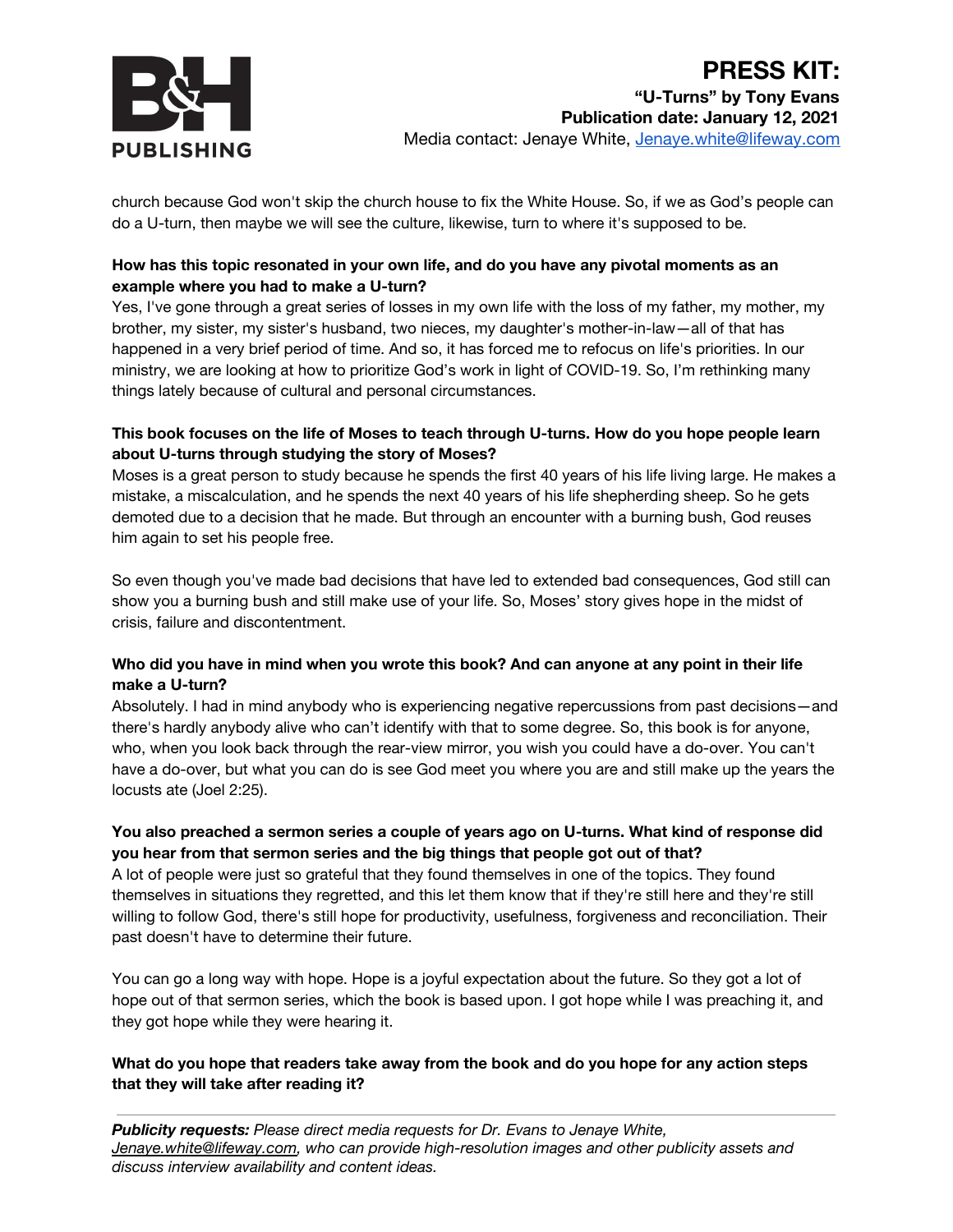church because God won't skip the church house to fix the White House. So, if we as God's people can do a U-turn, then maybe we will see the culture, likewise, turn to where it's supposed to be.

**How has this topic resonated in your own life, and do you have any pivotal moments as an example where you had to make a U-turn?**

Yes, I've gone through a great series of losses in my own life with the loss of my father, my mother, my brother, my sister, my sister's husband, two nieces, my daughter's mother-in-law—all of that has happened in a very brief period of time. And so, it has forced me to refocus on life's priorities. In our ministry, we are looking at how to prioritize God's work in light of COVID-19. So, I'm rethinking many things lately because of cultural and personal circumstances.

**This book focuses on the life of Moses to teach through U-turns. How do you hope people learn about U-turns through studying the story of Moses?**

Moses is a great person to study because he spends the first 40 years of his life living large. He makes a mistake, a miscalculation, and he spends the next 40 years of his life shepherding sheep. So he gets demoted due to a decision that he made. But through an encounter with a burning bush, God reuses him again to set his people free.

So even though you've made bad decisions that have led to extended bad consequences, God still can show you a burning bush and still make use of your life. So, Moses' story gives hope in the midst of crisis, failure and discontentment.

**Who did you have in mind when you wrote this book? And can anyone at any point in their life make a U-turn?**

Absolutely. I had in mind anybody who is experiencing negative repercussions from past decisions—and there's hardly anybody alive who can't identify with that to some degree. So, this book is for anyone, who, when you look back through the rear-view mirror, you wish you could have a do-over. You can't have a do-over, but what you can do is see God meet you where you are and still make up the years the locusts ate (Joel 2:25).

**You also preached a sermon series a couple of years ago on U-turns. What kind of response did you hear from that sermon series and the big things that people got out of that?**

A lot of people were just so grateful that they found themselves in one of the topics. They found themselves in situations they regretted, and this let them know that if they're still here and they're still willing to follow God, there's still hope for productivity, usefulness, forgiveness and reconciliation. Their past doesn't have to determine their future.

You can go a long way with hope. Hope is a joyful expectation about the future. So they got a lot of hope out of that sermon series, which the book is based upon. I got hope while I was preaching it, and they got hope while they were hearing it.

**What do you hope that readers take away from the book and do you hope for any action steps that they will take after reading it?**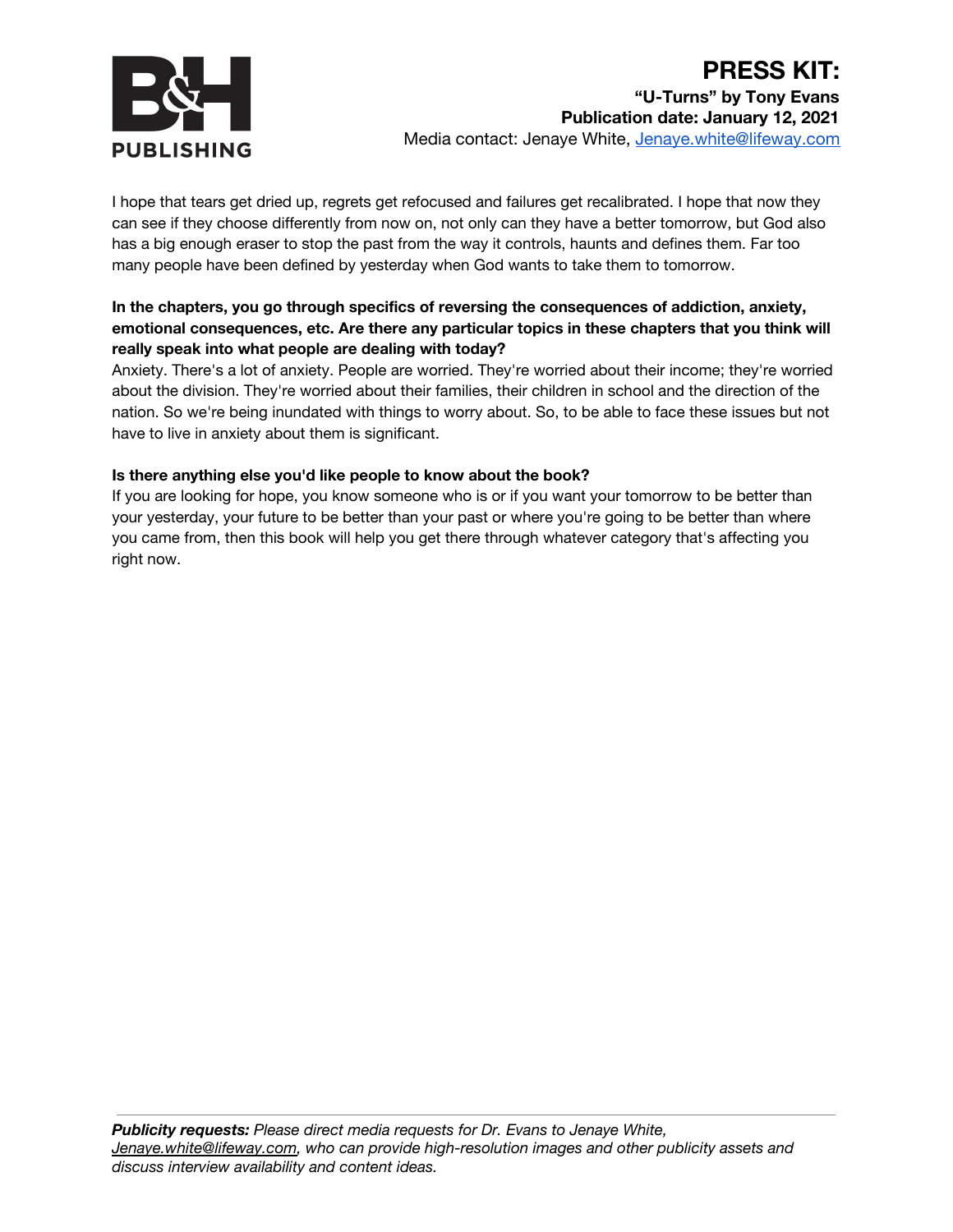I hope that tears get dried up, regrets get refocused and failures get recalibrated. I hope that now they can see if they choose differently from now on, not only can they have a better tomorrow, but God also has a big enough eraser to stop the past from the way it controls, haunts and defines them. Far too many people have been defined by yesterday when God wants to take them to tomorrow.

**In the chapters, you go through specifics of reversing the consequences of addiction, anxiety, emotional consequences, etc. Are there any particular topics in these chapters that you think will really speak into what people are dealing with today?**

Anxiety. There's a lot of anxiety. People are worried. They're worried about their income; they're worried about the division. They're worried about their families, their children in school and the direction of the nation. So we're being inundated with things to worry about. So, to be able to face these issues but not have to live in anxiety about them is significant.

**Is there anything else you'd like people to know about the book?**

If you are looking for hope, you know someone who is or if you want your tomorrow to be better than your yesterday, your future to be better than your past or where you're going to be better than where you came from, then this book will help you get there through whatever category that's affecting you right now.

***Publicity requests:*** *Please direct media requests for Dr. Evans to Jenaye White, Jenaye.white@lifeway.com, who can provide high-resolution images and other publicity assets and discuss interview availability and content ideas.*